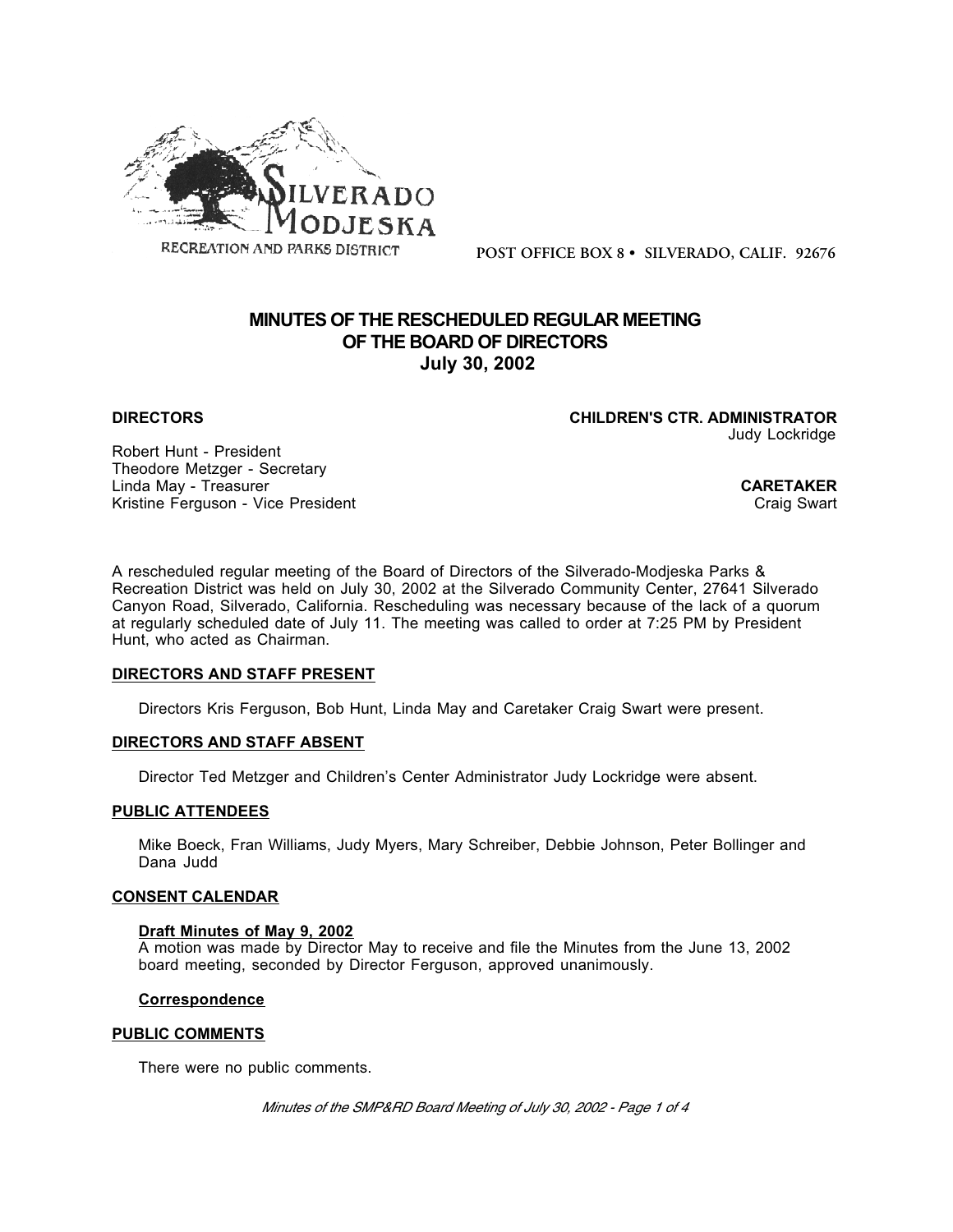SILVERADO MODJESKA

RECREATION AND PARKS DISTRICT

POST OFFICE BOX 8 • SILVERADO, CALIF. 92676

# MINUTES OF THE RESCHEDULED REGULAR MEETING OF THE BOARD OF DIRECTORS
## July 30, 2002

**DIRECTORS**

Robert Hunt - President
Theodore Metzger - Secretary
Linda May - Treasurer
Kristine Ferguson - Vice President

**CHILDREN'S CTR. ADMINISTRATOR**
Judy Lockridge

**CARETAKER**
Craig Swart

A rescheduled regular meeting of the Board of Directors of the Silverado-Modjeska Parks & Recreation District was held on July 30, 2002 at the Silverado Community Center, 27641 Silverado Canyon Road, Silverado, California. Rescheduling was necessary because of the lack of a quorum at regularly scheduled date of July 11. The meeting was called to order at 7:25 PM by President Hunt, who acted as Chairman.

### DIRECTORS AND STAFF PRESENT

Directors Kris Ferguson, Bob Hunt, Linda May and Caretaker Craig Swart were present.

### DIRECTORS AND STAFF ABSENT

Director Ted Metzger and Children's Center Administrator Judy Lockridge were absent.

### PUBLIC ATTENDEES

Mike Boeck, Fran Williams, Judy Myers, Mary Schreiber, Debbie Johnson, Peter Bollinger and Dana Judd

### CONSENT CALENDAR

**Draft Minutes of May 9, 2002**
A motion was made by Director May to receive and file the Minutes from the June 13, 2002 board meeting, seconded by Director Ferguson, approved unanimously.

**Correspondence**

### PUBLIC COMMENTS

There were no public comments.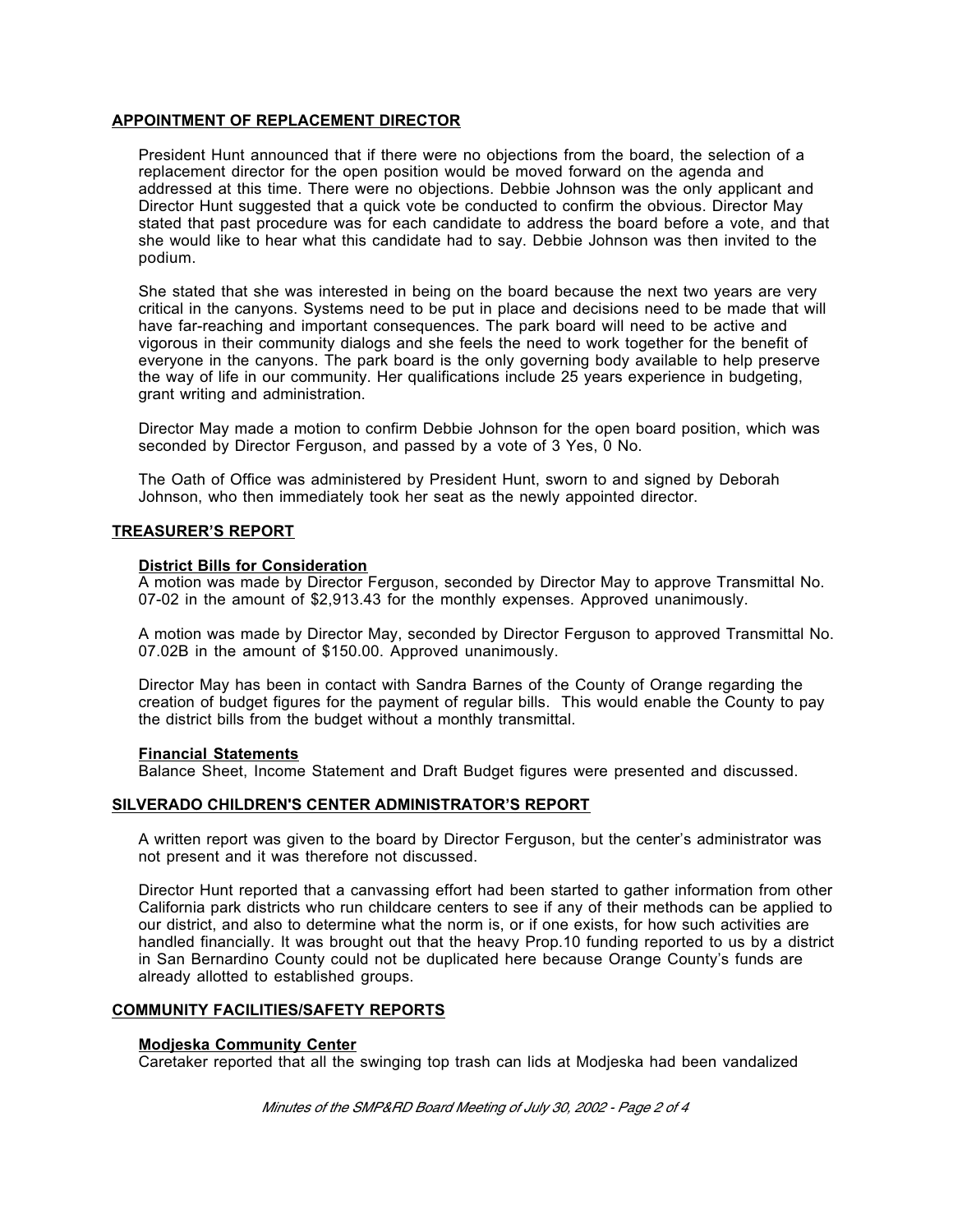## APPOINTMENT OF REPLACEMENT DIRECTOR

President Hunt announced that if there were no objections from the board, the selection of a replacement director for the open position would be moved forward on the agenda and addressed at this time. There were no objections. Debbie Johnson was the only applicant and Director Hunt suggested that a quick vote be conducted to confirm the obvious. Director May stated that past procedure was for each candidate to address the board before a vote, and that she would like to hear what this candidate had to say. Debbie Johnson was then invited to the podium.

She stated that she was interested in being on the board because the next two years are very critical in the canyons. Systems need to be put in place and decisions need to be made that will have far-reaching and important consequences. The park board will need to be active and vigorous in their community dialogs and she feels the need to work together for the benefit of everyone in the canyons. The park board is the only governing body available to help preserve the way of life in our community. Her qualifications include 25 years experience in budgeting, grant writing and administration.

Director May made a motion to confirm Debbie Johnson for the open board position, which was seconded by Director Ferguson, and passed by a vote of 3 Yes, 0 No.

The Oath of Office was administered by President Hunt, sworn to and signed by Deborah Johnson, who then immediately took her seat as the newly appointed director.

## TREASURER'S REPORT

### District Bills for Consideration

A motion was made by Director Ferguson, seconded by Director May to approve Transmittal No. 07-02 in the amount of $2,913.43 for the monthly expenses. Approved unanimously.

A motion was made by Director May, seconded by Director Ferguson to approved Transmittal No. 07.02B in the amount of $150.00. Approved unanimously.

Director May has been in contact with Sandra Barnes of the County of Orange regarding the creation of budget figures for the payment of regular bills. This would enable the County to pay the district bills from the budget without a monthly transmittal.

### Financial Statements

Balance Sheet, Income Statement and Draft Budget figures were presented and discussed.

## SILVERADO CHILDREN'S CENTER ADMINISTRATOR'S REPORT

A written report was given to the board by Director Ferguson, but the center's administrator was not present and it was therefore not discussed.

Director Hunt reported that a canvassing effort had been started to gather information from other California park districts who run childcare centers to see if any of their methods can be applied to our district, and also to determine what the norm is, or if one exists, for how such activities are handled financially. It was brought out that the heavy Prop.10 funding reported to us by a district in San Bernardino County could not be duplicated here because Orange County's funds are already allotted to established groups.

## COMMUNITY FACILITIES/SAFETY REPORTS

### Modjeska Community Center

Caretaker reported that all the swinging top trash can lids at Modjeska had been vandalized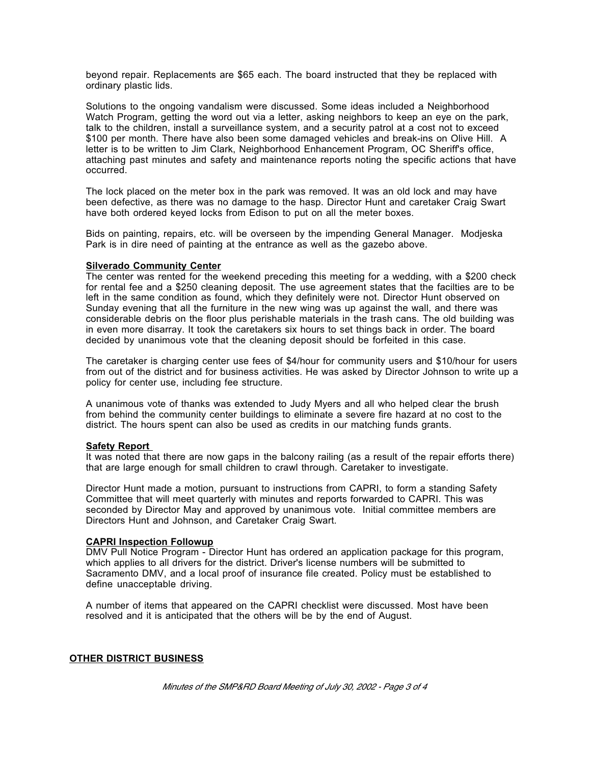beyond repair. Replacements are $65 each. The board instructed that they be replaced with ordinary plastic lids.

Solutions to the ongoing vandalism were discussed. Some ideas included a Neighborhood Watch Program, getting the word out via a letter, asking neighbors to keep an eye on the park, talk to the children, install a surveillance system, and a security patrol at a cost not to exceed $100 per month. There have also been some damaged vehicles and break-ins on Olive Hill. A letter is to be written to Jim Clark, Neighborhood Enhancement Program, OC Sheriff's office, attaching past minutes and safety and maintenance reports noting the specific actions that have occurred.

The lock placed on the meter box in the park was removed. It was an old lock and may have been defective, as there was no damage to the hasp. Director Hunt and caretaker Craig Swart have both ordered keyed locks from Edison to put on all the meter boxes.

Bids on painting, repairs, etc. will be overseen by the impending General Manager. Modjeska Park is in dire need of painting at the entrance as well as the gazebo above.

**Silverado Community Center**

The center was rented for the weekend preceding this meeting for a wedding, with a $200 check for rental fee and a $250 cleaning deposit. The use agreement states that the facilties are to be left in the same condition as found, which they definitely were not. Director Hunt observed on Sunday evening that all the furniture in the new wing was up against the wall, and there was considerable debris on the floor plus perishable materials in the trash cans. The old building was in even more disarray. It took the caretakers six hours to set things back in order. The board decided by unanimous vote that the cleaning deposit should be forfeited in this case.

The caretaker is charging center use fees of $4/hour for community users and $10/hour for users from out of the district and for business activities. He was asked by Director Johnson to write up a policy for center use, including fee structure.

A unanimous vote of thanks was extended to Judy Myers and all who helped clear the brush from behind the community center buildings to eliminate a severe fire hazard at no cost to the district. The hours spent can also be used as credits in our matching funds grants.

**Safety Report**

It was noted that there are now gaps in the balcony railing (as a result of the repair efforts there) that are large enough for small children to crawl through. Caretaker to investigate.

Director Hunt made a motion, pursuant to instructions from CAPRI, to form a standing Safety Committee that will meet quarterly with minutes and reports forwarded to CAPRI. This was seconded by Director May and approved by unanimous vote. Initial committee members are Directors Hunt and Johnson, and Caretaker Craig Swart.

**CAPRI Inspection Followup**

DMV Pull Notice Program - Director Hunt has ordered an application package for this program, which applies to all drivers for the district. Driver's license numbers will be submitted to Sacramento DMV, and a local proof of insurance file created. Policy must be established to define unacceptable driving.

A number of items that appeared on the CAPRI checklist were discussed. Most have been resolved and it is anticipated that the others will be by the end of August.

**OTHER DISTRICT BUSINESS**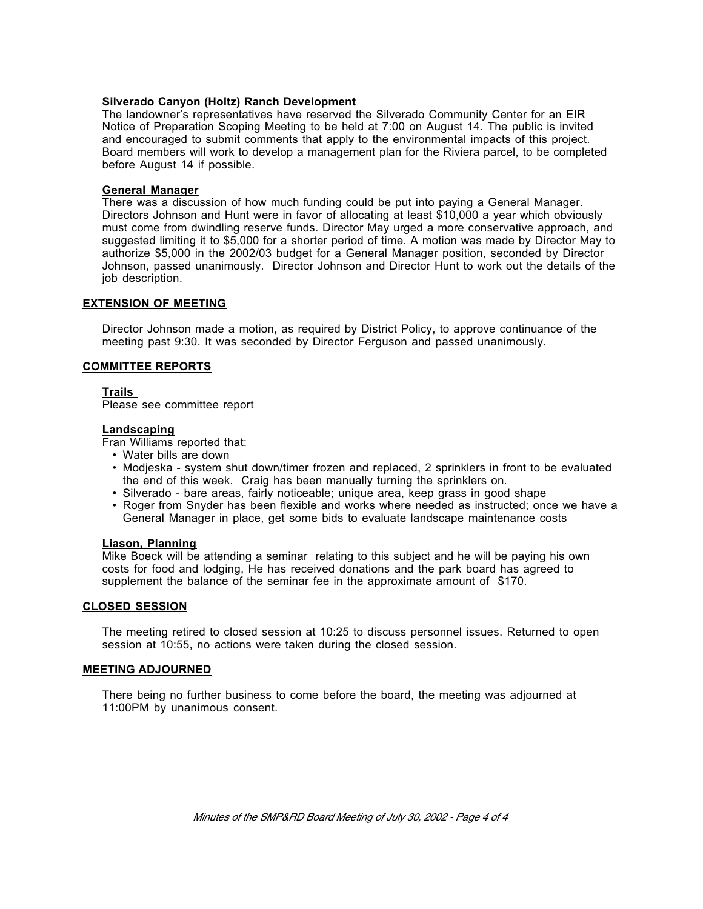### Silverado Canyon (Holtz) Ranch Development

The landowner's representatives have reserved the Silverado Community Center for an EIR Notice of Preparation Scoping Meeting to be held at 7:00 on August 14. The public is invited and encouraged to submit comments that apply to the environmental impacts of this project. Board members will work to develop a management plan for the Riviera parcel, to be completed before August 14 if possible.

### General Manager

There was a discussion of how much funding could be put into paying a General Manager. Directors Johnson and Hunt were in favor of allocating at least $10,000 a year which obviously must come from dwindling reserve funds. Director May urged a more conservative approach, and suggested limiting it to $5,000 for a shorter period of time. A motion was made by Director May to authorize $5,000 in the 2002/03 budget for a General Manager position, seconded by Director Johnson, passed unanimously. Director Johnson and Director Hunt to work out the details of the job description.

## EXTENSION OF MEETING

Director Johnson made a motion, as required by District Policy, to approve continuance of the meeting past 9:30. It was seconded by Director Ferguson and passed unanimously.

## COMMITTEE REPORTS

### Trails

Please see committee report

### Landscaping

Fran Williams reported that:

- Water bills are down
- Modjeska - system shut down/timer frozen and replaced, 2 sprinklers in front to be evaluated the end of this week. Craig has been manually turning the sprinklers on.
- Silverado - bare areas, fairly noticeable; unique area, keep grass in good shape
- Roger from Snyder has been flexible and works where needed as instructed; once we have a General Manager in place, get some bids to evaluate landscape maintenance costs

### Liason, Planning

Mike Boeck will be attending a seminar relating to this subject and he will be paying his own costs for food and lodging, He has received donations and the park board has agreed to supplement the balance of the seminar fee in the approximate amount of $170.

## CLOSED SESSION

The meeting retired to closed session at 10:25 to discuss personnel issues. Returned to open session at 10:55, no actions were taken during the closed session.

## MEETING ADJOURNED

There being no further business to come before the board, the meeting was adjourned at 11:00PM by unanimous consent.